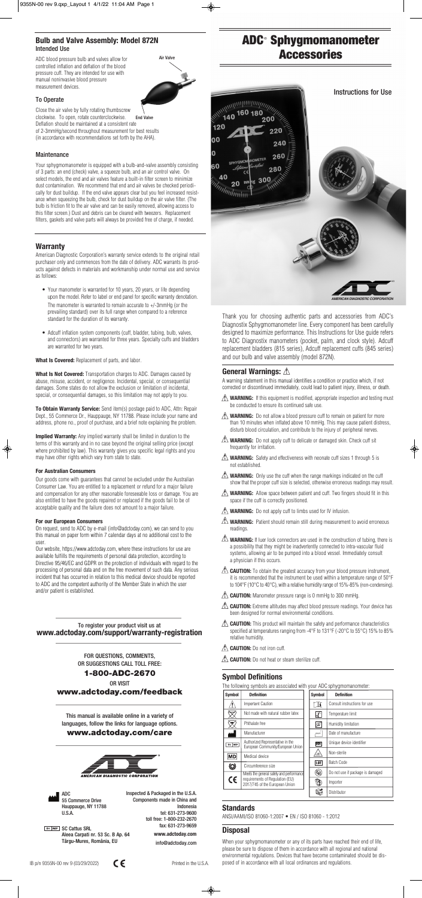# ADC® Sphygmomanometer Accessories

Instructions for Use

Thank you for choosing authentic parts and accessories from ADC's Diagnostix Sphygmomanometer line. Every component has been carefully designed to maximize performance. This Instructions for Use guide refers to ADC Diagnostix manometers (pocket, palm, and clock style). Adcuff replacement bladders (815 series), Adcuff replacement cuffs (845 series) and our bulb and valve assembly (model 872N).

## General Warnings: ⚠

A warning statement in this manual identifies a condition or practice which, if not corrected or discontinued immediately, could lead to patient injury, illness, or death.

⚠ **WARNING:** If this equipment is modified, appropriate inspection and testing must be conducted to ensure its continued safe use.

⚠ **WARNING:** Do not allow a blood pressure cuff to remain on patient for more than 10 minutes when inflated above 10 mmHg. This may cause patient distress, disturb blood circulation, and contribute to the injury of peripheral nerves.

⚠ **WARNING:** Do not apply cuff to delicate or damaged skin. Check cuff sit frequently for irritation.

⚠ **WARNING:** Safety and effectiveness with neonate cuff sizes 1 through 5 is not established.

⚠ **WARNING:** Only use the cuff when the range markings indicated on the cuff show that the proper cuff size is selected, otherwise erroneous readings may result.

⚠ **WARNING:** Allow space between patient and cuff. Two fingers should fit in this space if the cuff is correctly positioned.

⚠ **WARNING:** Do not apply cuff to limbs used for IV infusion.

⚠ **WARNING:** Patient should remain still during measurement to avoid erroneous readings.

⚠ **WARNING:** If luer lock connectors are used in the construction of tubing, there is a possibility that they might be inadvertently connected to intra-vascular fluid systems, allowing air to be pumped into a blood vessel. Immediately consult a physician if this occurs.

⚠ **CAUTION:** To obtain the greatest accuracy from your blood pressure instrument, it is recommended that the instrument be used within a temperature range of 50°F to 104°F (10°C to 40°C), with a relative humidity range of 15%-85% (non-condensing).

⚠ **CAUTION:** Manometer pressure range is 0 mmHg to 300 mmHg.

⚠ **CAUTION:** Extreme altitudes may affect blood pressure readings. Your device has been designed for normal environmental conditions.

⚠ **CAUTION:** This product will maintain the safety and performance characteristics specified at temperatures ranging from -4°F to 131°F (-20°C to 55°C) 15% to 85% relative humidity.

⚠ **CAUTION:** Do not iron cuff.

⚠ **CAUTION:** Do not heat or steam sterilize cuff.

## Symbol Definitions

The following symbols are associated with your ADC sphygmomanometer:

| Symbol | Definition | Symbol | Definition |
|---|---|---|---|
| ⚠ | Important Caution | | Consult instructions for use |
| | Not made with natural rubber latex | | Temperature limit |
| | Phthalate free | | Humidity limitation |
| | Manufacturer | | Date of manufacture |
| EC REP | Authorized Representative in the European Community/European Union | UDI | Unique device identifier |
| MD | Medical device | | Non-sterile |
| | Circumference size | LOT | Batch Code |
| CE | Meets the general safety and performance requirements of Regulation (EU) 2017/745 of the European Union | | Do not use if package is damaged |
| | | | Importer |
| | | | Distributor |

## Standards

ANSI/AAMI/ISO 81060-1:2007 • EN / ISO 81060 - 1:2012

## Disposal

When your sphygmomanometer or any of its parts have reached their end of life, please be sure to dispose of them in accordance with all regional and national environmental regulations. Devices that have become contaminated should be disposed of in accordance with all local ordinances and regulations.

## Bulb and Valve Assembly: Model 872N

### Intended Use

ADC blood pressure bulb and valves allow for controlled inflation and deflation of the blood pressure cuff. They are intended for use with manual noninvasive blood pressure measurement devices.

Air Valve

End Valve

### To Operate

Close the air valve by fully rotating thumbscrew clockwise. To open, rotate counterclockwise. Deflation should be maintained at a consistent rate of 2-3mmHg/second throughout measurement for best results (in accordance with recommendations set forth by the AHA).

### Maintenance

Your sphygmomanometer is equipped with a bulb-and-valve assembly consisting of 3 parts: an end (check) valve, a squeeze bulb, and an air control valve. On select models, the end and air valves feature a built-in filter screen to minimize dust contamination. We recommend that end and air valves be checked periodically for dust buildup. If the end valve appears clear but you feel increased resistance when squeezing the bulb, check for dust buildup on the air valve filter. (The bulb is friction fit to the air valve and can be easily removed, allowing access to this filter screen.) Dust and debris can be cleared with tweezers. Replacement filters, gaskets and valve parts will always be provided free of charge, if needed.

## Warranty

American Diagnostic Corporation's warranty service extends to the original retail purchaser only and commences from the date of delivery. ADC warrants its products against defects in materials and workmanship under normal use and service as follows:

- Your manometer is warranted for 10 years, 20 years, or life depending upon the model. Refer to label or end panel for specific warranty denotation. The manometer is warranted to remain accurate to +/-3mmHg (or the prevailing standard) over its full range when compared to a reference standard for the duration of its warranty.
- Adcuff inflation system components (cuff, bladder, tubing, bulb, valves, and connectors) are warranted for three years. Specialty cuffs and bladders are warranted for two years.

**What Is Covered:** Replacement of parts, and labor.

**What Is Not Covered:** Transportation charges to ADC. Damages caused by abuse, misuse, accident, or negligence. Incidental, special, or consequential damages. Some states do not allow the exclusion or limitation of incidental, special, or consequential damages, so this limitation may not apply to you.

**To Obtain Warranty Service:** Send item(s) postage paid to ADC, Attn: Repair Dept., 55 Commerce Dr., Hauppauge, NY 11788. Please include your name and address, phone no., proof of purchase, and a brief note explaining the problem.

**Implied Warranty:** Any implied warranty shall be limited in duration to the terms of this warranty and in no case beyond the original selling price (except where prohibited by law). This warranty gives you specific legal rights and you may have other rights which vary from state to state.

**For Australian Consumers**

Our goods come with guarantees that cannot be excluded under the Australian Consumer Law. You are entitled to a replacement or refund for a major failure and compensation for any other reasonable foreseeable loss or damage. You are also entitled to have the goods repaired or replaced if the goods fail to be of acceptable quality and the failure does not amount to a major failure.

**For our European Consumers**

On request, send to ADC by e-mail (info@adctoday.com), we can send to you this manual on paper form within 7 calendar days at no additional cost to the user.

Our website, https://www.adctoday.com, where these instructions for use are available fulfills the requirements of personal data protection, according to Directive 95/46/EC and GDPR on the protection of individuals with regard to the processing of personal data and on the free movement of such data. Any serious incident that has occurred in relation to this medical device should be reported to ADC and the competent authority of the Member State in which the user and/or patient is established.

To register your product visit us at
**www.adctoday.com/support/warranty-registration**

FOR QUESTIONS, COMMENTS, OR SUGGESTIONS CALL TOLL FREE:
**1-800-ADC-2670**
OR VISIT
**www.adctoday.com/feedback**

This manual is available online in a variety of languages, follow the links for language options.
**www.adctoday.com/care**

AMERICAN DIAGNOSTIC CORPORATION

ADC
55 Commerce Drive
Hauppauge, NY 11788
U.S.A.

EC REP SC Cattus SRL
Aleea Carpati nr. 53 Sc. B Ap. 64
Târgu-Mures, România, EU

Inspected & Packaged in the U.S.A.
Components made in China and Indonesia
tel: 631-273-9600
toll free: 1-800-232-2670
fax: 631-273-9659
www.adctoday.com
info@adctoday.com

IB p/n 9355N-00 rev 9 (03/29/2022) CE Printed in the U.S.A.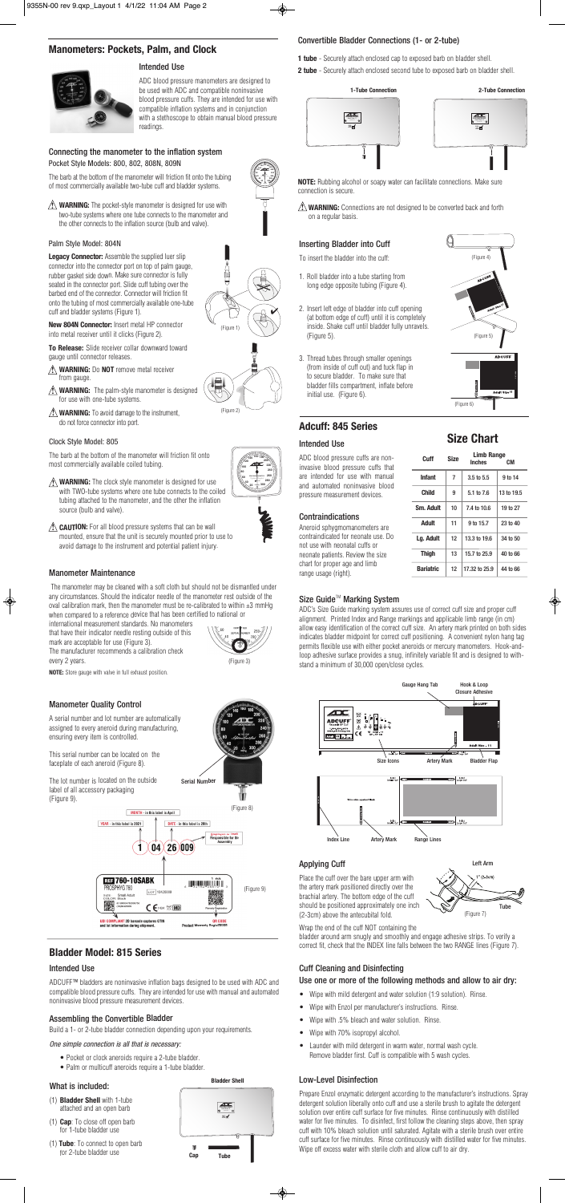## Manometers: Pockets, Palm, and Clock

### Intended Use

ADC blood pressure manometers are designed to be used with ADC and compatible noninvasive blood pressure cuffs. They are intended for use with compatible inflation systems and in conjunction with a stethoscope to obtain manual blood pressure readings.

### Connecting the manometer to the inflation system

Pocket Style Models: 800, 802, 808N, 809N

The barb at the bottom of the manometer will friction fit onto the tubing of most commercially available two-tube cuff and bladder systems.

⚠ **WARNING:** The pocket-style manometer is designed for use with two-tube systems where one tube connects to the manometer and the other connects to the inflation source (bulb and valve).

### Palm Style Model: 804N

**Legacy Connector:** Assemble the supplied luer slip connector into the connector port on top of palm gauge, rubber gasket side down. Make sure connector is fully seated in the connector port. Slide cuff tubing over the barbed end of the connector. Connector will friction fit onto the tubing of most commercially available one-tube cuff and bladder systems (Figure 1).

**New 804N Connector:** Insert metal HP connector into metal receiver until it clicks (Figure 2).

**To Release:** Slide receiver collar downward toward gauge until connector releases.

⚠ **WARNING:** Do **NOT** remove metal receiver from gauge.

⚠ **WARNING:** The palm-style manometer is designed for use with one-tube systems.

⚠ **WARNING:** To avoid damage to the instrument, do not force connector into port.

(Figure 1)

(Figure 2)

### Clock Style Model: 805

The barb at the bottom of the manometer will friction fit onto most commercially available coiled tubing.

⚠ **WARNING:** The clock style manometer is designed for use with TWO-tube systems where one tube connects to the coiled tubing attached to the manometer, and the other the inflation source (bulb and valve).

⚠ **CAUTION:** For all blood pressure systems that can be wall mounted, ensure that the unit is securely mounted prior to use to avoid damage to the instrument and potential patient injury.

### Manometer Maintenance

The manometer may be cleaned with a soft cloth but should not be dismantled under any circumstances. Should the indicator needle of the manometer rest outside of the oval calibration mark, then the manometer must be re-calibrated to within ±3 mmHg when compared to a reference device that has been certified to national or international measurement standards. No manometers that have their indicator needle resting outside of this mark are acceptable for use (Figure 3). The manufacturer recommends a calibration check every 2 years.

(Figure 3)

**NOTE:** Store gauge with valve in full exhaust position.

### Manometer Quality Control

A serial number and lot number are automatically assigned to every aneroid during manufacturing, ensuring every item is controlled.

This serial number can be located on the faceplate of each aneroid (Figure 8).

The lot number is located on the outside label of all accessory packaging (Figure 9).

Serial Number

(Figure 8)

YEAR - in this label is 2021
MONTH - in this label is April
DATE - in this label is 26th
Employee or Team Responsible for the Assembly

1 04 26 009

(Figure 9)

## Bladder Model: 815 Series

### Intended Use

ADCUFF™ bladders are noninvasive inflation bags designed to be used with ADC and compatible blood pressure cuffs. They are intended for use with manual and automated noninvasive blood pressure measurement devices.

### Assembling the Convertible Bladder

Build a 1- or 2-tube bladder connection depending upon your requirements.

*One simple connection is all that is necessary:*

- Pocket or clock aneroids require a 2-tube bladder.
- Palm or multicuff aneroids require a 1-tube bladder.

### What is included:

(1) **Bladder Shell** with 1-tube attached and an open barb

(1) **Cap**: To close off open barb for 1-tube bladder use

(1) **Tube**: To connect to open barb for 2-tube bladder use

Bladder Shell

Cap Tube

### Convertible Bladder Connections (1- or 2-tube)

**1 tube** - Securely attach enclosed cap to exposed barb on bladder shell.

**2 tube** - Securely attach enclosed second tube to exposed barb on bladder shell.

1-Tube Connection

2-Tube Connection

**NOTE:** Rubbing alcohol or soapy water can facilitate connections. Make sure connection is secure.

⚠ **WARNING:** Connections are not designed to be converted back and forth on a regular basis.

### Inserting Bladder into Cuff

To insert the bladder into the cuff:

1. Roll bladder into a tube starting from long edge opposite tubing (Figure 4).
2. Insert left edge of bladder into cuff opening (at bottom edge of cuff) until it is completely inside. Shake cuff until bladder fully unravels. (Figure 5).
3. Thread tubes through smaller openings (from inside of cuff out) and tuck flap in to secure bladder. To make sure that bladder fills compartment, inflate before initial use. (Figure 6).

(Figure 4)

(Figure 5)

(Figure 6)

## Adcuff: 845 Series

### Intended Use

ADC blood pressure cuffs are non-invasive blood pressure cuffs that are intended for use with manual and automated noninvasive blood pressure measurement devices.

### Contraindications

Aneroid sphygmomanometers are contraindicated for neonate use. Do not use with neonatal cuffs or neonate patients. Review the size chart for proper age and limb range usage (right).

### Size Chart

| Cuff | Size | Limb Range Inches | CM |
|---|---|---|---|
| Infant | 7 | 3.5 to 5.5 | 9 to 14 |
| Child | 9 | 5.1 to 7.6 | 13 to 19.5 |
| Sm. Adult | 10 | 7.4 to 10.6 | 19 to 27 |
| Adult | 11 | 9 to 15.7 | 23 to 40 |
| Lg. Adult | 12 | 13.3 to 19.6 | 34 to 50 |
| Thigh | 13 | 15.7 to 25.9 | 40 to 66 |
| Bariatric | 12 | 17.32 to 25.9 | 44 to 66 |

### Size Guide™ Marking System

ADC's Size Guide marking system assures use of correct cuff size and proper cuff alignment. Printed Index and Range markings and applicable limb range (in cm) allow easy identification of the correct cuff size. An artery mark printed on both sides indicates bladder midpoint for correct cuff positioning. A convenient nylon hang tag permits flexible use with either pocket aneroids or mercury manometers. Hook-and-loop adhesive surface provides a snug, infinitely variable fit and is designed to withstand a minimum of 30,000 open/close cycles.

Gauge Hang Tab

Hook & Loop Closure Adhesive

Size Icons

Artery Mark

Bladder Flap

Index Line

Artery Mark

Range Lines

### Applying Cuff

Place the cuff over the bare upper arm with the artery mark positioned directly over the brachial artery. The bottom edge of the cuff should be positioned approximately one inch (2-3cm) above the antecubital fold.

Left Arm

1" (2-3cm)

Tube

(Figure 7)

Wrap the end of the cuff NOT containing the bladder around arm snugly and smoothly and engage adhesive strips. To verify a correct fit, check that the INDEX line falls between the two RANGE lines (Figure 7).

### Cuff Cleaning and Disinfecting

#### Use one or more of the following methods and allow to air dry:

- Wipe with mild detergent and water solution (1:9 solution). Rinse.
- Wipe with Enzol per manufacturer's instructions. Rinse.
- Wipe with .5% bleach and water solution. Rinse.
- Wipe with 70% isopropyl alcohol.
- Launder with mild detergent in warm water, normal wash cycle. Remove bladder first. Cuff is compatible with 5 wash cycles.

### Low-Level Disinfection

Prepare Enzol enzymatic detergent according to the manufacturer's instructions. Spray detergent solution liberally onto cuff and use a sterile brush to agitate the detergent solution over entire cuff surface for five minutes. Rinse continuously with distilled water for five minutes. To disinfect, first follow the cleaning steps above, then spray cuff with 10% bleach solution until saturated. Agitate with a sterile brush over entire cuff surface for five minutes. Rinse continuously with distilled water for five minutes. Wipe off excess water with sterile cloth and allow cuff to air dry.